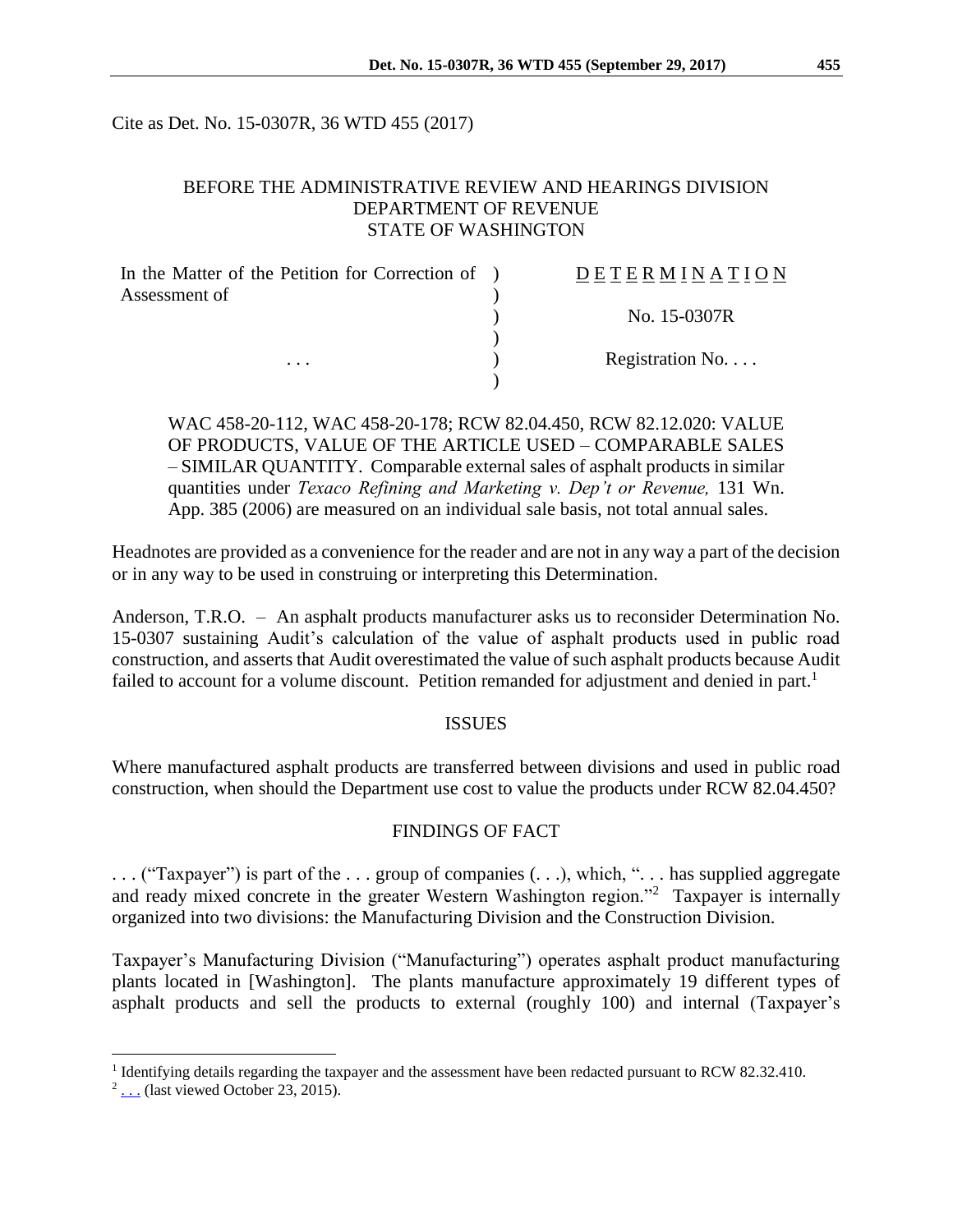Cite as Det. No. 15-0307R, 36 WTD 455 (2017)

BEFORE THE ADMINISTRATIVE REVIEW AND HEARINGS DIVISION
DEPARTMENT OF REVENUE
STATE OF WASHINGTON

| In the Matter of the Petition for Correction of Assessment of | ) | D E T E R M I N A T I O N |
|---|---|---|
| | ) | No. 15-0307R |
| . . . | ) | Registration No. . . . |

WAC 458-20-112, WAC 458-20-178; RCW 82.04.450, RCW 82.12.020: VALUE OF PRODUCTS, VALUE OF THE ARTICLE USED – COMPARABLE SALES – SIMILAR QUANTITY. Comparable external sales of asphalt products in similar quantities under *Texaco Refining and Marketing v. Dep't or Revenue,* 131 Wn. App. 385 (2006) are measured on an individual sale basis, not total annual sales.

Headnotes are provided as a convenience for the reader and are not in any way a part of the decision or in any way to be used in construing or interpreting this Determination.

Anderson, T.R.O. – An asphalt products manufacturer asks us to reconsider Determination No. 15-0307 sustaining Audit's calculation of the value of asphalt products used in public road construction, and asserts that Audit overestimated the value of such asphalt products because Audit failed to account for a volume discount. Petition remanded for adjustment and denied in part.[1]

## ISSUES

Where manufactured asphalt products are transferred between divisions and used in public road construction, when should the Department use cost to value the products under RCW 82.04.450?

## FINDINGS OF FACT

. . . ("Taxpayer") is part of the . . . group of companies (. . .), which, ". . . has supplied aggregate and ready mixed concrete in the greater Western Washington region."[2] Taxpayer is internally organized into two divisions: the Manufacturing Division and the Construction Division.

Taxpayer's Manufacturing Division ("Manufacturing") operates asphalt product manufacturing plants located in [Washington]. The plants manufacture approximately 19 different types of asphalt products and sell the products to external (roughly 100) and internal (Taxpayer's

---

[1] Identifying details regarding the taxpayer and the assessment have been redacted pursuant to RCW 82.32.410.

[2] . . . (last viewed October 23, 2015).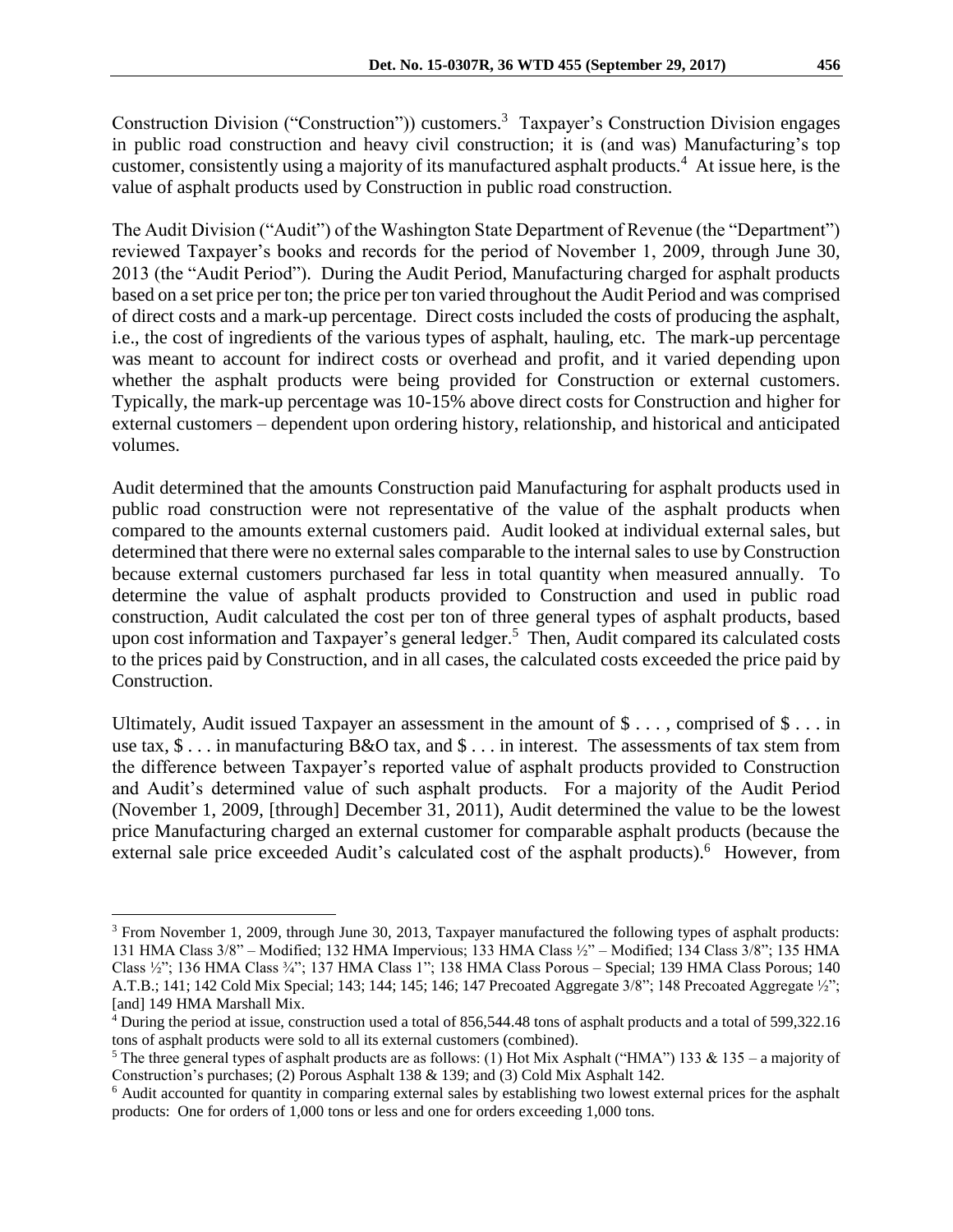Construction Division ("Construction")) customers.[3] Taxpayer's Construction Division engages in public road construction and heavy civil construction; it is (and was) Manufacturing's top customer, consistently using a majority of its manufactured asphalt products.[4] At issue here, is the value of asphalt products used by Construction in public road construction.

The Audit Division ("Audit") of the Washington State Department of Revenue (the "Department") reviewed Taxpayer's books and records for the period of November 1, 2009, through June 30, 2013 (the "Audit Period"). During the Audit Period, Manufacturing charged for asphalt products based on a set price per ton; the price per ton varied throughout the Audit Period and was comprised of direct costs and a mark-up percentage. Direct costs included the costs of producing the asphalt, i.e., the cost of ingredients of the various types of asphalt, hauling, etc. The mark-up percentage was meant to account for indirect costs or overhead and profit, and it varied depending upon whether the asphalt products were being provided for Construction or external customers. Typically, the mark-up percentage was 10-15% above direct costs for Construction and higher for external customers – dependent upon ordering history, relationship, and historical and anticipated volumes.

Audit determined that the amounts Construction paid Manufacturing for asphalt products used in public road construction were not representative of the value of the asphalt products when compared to the amounts external customers paid. Audit looked at individual external sales, but determined that there were no external sales comparable to the internal sales to use by Construction because external customers purchased far less in total quantity when measured annually. To determine the value of asphalt products provided to Construction and used in public road construction, Audit calculated the cost per ton of three general types of asphalt products, based upon cost information and Taxpayer's general ledger.[5] Then, Audit compared its calculated costs to the prices paid by Construction, and in all cases, the calculated costs exceeded the price paid by Construction.

Ultimately, Audit issued Taxpayer an assessment in the amount of $ . . . , comprised of $ . . . in use tax, $ . . . in manufacturing B&O tax, and $ . . . in interest. The assessments of tax stem from the difference between Taxpayer's reported value of asphalt products provided to Construction and Audit's determined value of such asphalt products. For a majority of the Audit Period (November 1, 2009, [through] December 31, 2011), Audit determined the value to be the lowest price Manufacturing charged an external customer for comparable asphalt products (because the external sale price exceeded Audit's calculated cost of the asphalt products).[6] However, from

---

[3] From November 1, 2009, through June 30, 2013, Taxpayer manufactured the following types of asphalt products: 131 HMA Class 3/8" – Modified; 132 HMA Impervious; 133 HMA Class ½" – Modified; 134 Class 3/8"; 135 HMA Class ½"; 136 HMA Class ¾"; 137 HMA Class 1"; 138 HMA Class Porous – Special; 139 HMA Class Porous; 140 A.T.B.; 141; 142 Cold Mix Special; 143; 144; 145; 146; 147 Precoated Aggregate 3/8"; 148 Precoated Aggregate ½"; [and] 149 HMA Marshall Mix.

[4] During the period at issue, construction used a total of 856,544.48 tons of asphalt products and a total of 599,322.16 tons of asphalt products were sold to all its external customers (combined).

[5] The three general types of asphalt products are as follows: (1) Hot Mix Asphalt ("HMA") 133 & 135 – a majority of Construction's purchases; (2) Porous Asphalt 138 & 139; and (3) Cold Mix Asphalt 142.

[6] Audit accounted for quantity in comparing external sales by establishing two lowest external prices for the asphalt products: One for orders of 1,000 tons or less and one for orders exceeding 1,000 tons.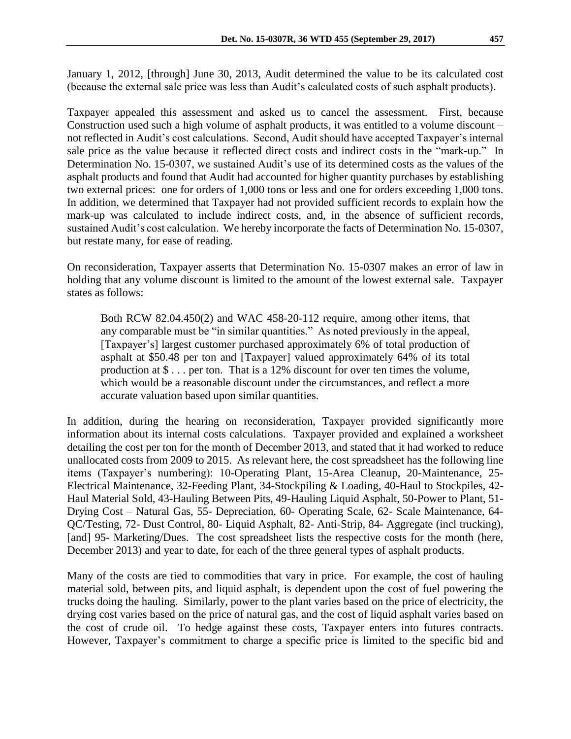January 1, 2012, [through] June 30, 2013, Audit determined the value to be its calculated cost (because the external sale price was less than Audit's calculated costs of such asphalt products).

Taxpayer appealed this assessment and asked us to cancel the assessment. First, because Construction used such a high volume of asphalt products, it was entitled to a volume discount – not reflected in Audit's cost calculations. Second, Audit should have accepted Taxpayer's internal sale price as the value because it reflected direct costs and indirect costs in the "mark-up." In Determination No. 15-0307, we sustained Audit's use of its determined costs as the values of the asphalt products and found that Audit had accounted for higher quantity purchases by establishing two external prices: one for orders of 1,000 tons or less and one for orders exceeding 1,000 tons. In addition, we determined that Taxpayer had not provided sufficient records to explain how the mark-up was calculated to include indirect costs, and, in the absence of sufficient records, sustained Audit's cost calculation. We hereby incorporate the facts of Determination No. 15-0307, but restate many, for ease of reading.

On reconsideration, Taxpayer asserts that Determination No. 15-0307 makes an error of law in holding that any volume discount is limited to the amount of the lowest external sale. Taxpayer states as follows:

> Both RCW 82.04.450(2) and WAC 458-20-112 require, among other items, that any comparable must be "in similar quantities." As noted previously in the appeal, [Taxpayer's] largest customer purchased approximately 6% of total production of asphalt at $50.48 per ton and [Taxpayer] valued approximately 64% of its total production at $ . . . per ton. That is a 12% discount for over ten times the volume, which would be a reasonable discount under the circumstances, and reflect a more accurate valuation based upon similar quantities.

In addition, during the hearing on reconsideration, Taxpayer provided significantly more information about its internal costs calculations. Taxpayer provided and explained a worksheet detailing the cost per ton for the month of December 2013, and stated that it had worked to reduce unallocated costs from 2009 to 2015. As relevant here, the cost spreadsheet has the following line items (Taxpayer's numbering): 10-Operating Plant, 15-Area Cleanup, 20-Maintenance, 25-Electrical Maintenance, 32-Feeding Plant, 34-Stockpiling & Loading, 40-Haul to Stockpiles, 42-Haul Material Sold, 43-Hauling Between Pits, 49-Hauling Liquid Asphalt, 50-Power to Plant, 51-Drying Cost – Natural Gas, 55- Depreciation, 60- Operating Scale, 62- Scale Maintenance, 64-QC/Testing, 72- Dust Control, 80- Liquid Asphalt, 82- Anti-Strip, 84- Aggregate (incl trucking), [and] 95- Marketing/Dues. The cost spreadsheet lists the respective costs for the month (here, December 2013) and year to date, for each of the three general types of asphalt products.

Many of the costs are tied to commodities that vary in price. For example, the cost of hauling material sold, between pits, and liquid asphalt, is dependent upon the cost of fuel powering the trucks doing the hauling. Similarly, power to the plant varies based on the price of electricity, the drying cost varies based on the price of natural gas, and the cost of liquid asphalt varies based on the cost of crude oil. To hedge against these costs, Taxpayer enters into futures contracts. However, Taxpayer's commitment to charge a specific price is limited to the specific bid and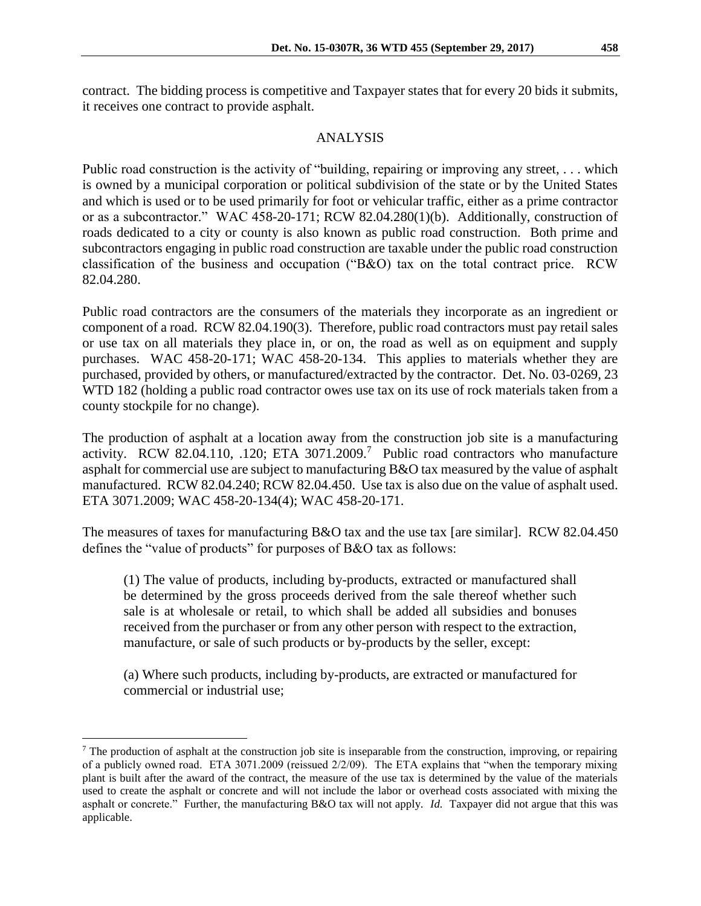contract. The bidding process is competitive and Taxpayer states that for every 20 bids it submits, it receives one contract to provide asphalt.

## ANALYSIS

Public road construction is the activity of "building, repairing or improving any street, . . . which is owned by a municipal corporation or political subdivision of the state or by the United States and which is used or to be used primarily for foot or vehicular traffic, either as a prime contractor or as a subcontractor." WAC 458-20-171; RCW 82.04.280(1)(b). Additionally, construction of roads dedicated to a city or county is also known as public road construction. Both prime and subcontractors engaging in public road construction are taxable under the public road construction classification of the business and occupation ("B&O) tax on the total contract price. RCW 82.04.280.

Public road contractors are the consumers of the materials they incorporate as an ingredient or component of a road. RCW 82.04.190(3). Therefore, public road contractors must pay retail sales or use tax on all materials they place in, or on, the road as well as on equipment and supply purchases. WAC 458-20-171; WAC 458-20-134. This applies to materials whether they are purchased, provided by others, or manufactured/extracted by the contractor. Det. No. 03-0269, 23 WTD 182 (holding a public road contractor owes use tax on its use of rock materials taken from a county stockpile for no change).

The production of asphalt at a location away from the construction job site is a manufacturing activity. RCW 82.04.110, .120; ETA 3071.2009.[7] Public road contractors who manufacture asphalt for commercial use are subject to manufacturing B&O tax measured by the value of asphalt manufactured. RCW 82.04.240; RCW 82.04.450. Use tax is also due on the value of asphalt used. ETA 3071.2009; WAC 458-20-134(4); WAC 458-20-171.

The measures of taxes for manufacturing B&O tax and the use tax [are similar]. RCW 82.04.450 defines the "value of products" for purposes of B&O tax as follows:

> (1) The value of products, including by-products, extracted or manufactured shall be determined by the gross proceeds derived from the sale thereof whether such sale is at wholesale or retail, to which shall be added all subsidies and bonuses received from the purchaser or from any other person with respect to the extraction, manufacture, or sale of such products or by-products by the seller, except:
>
> (a) Where such products, including by-products, are extracted or manufactured for commercial or industrial use;

---

[7] The production of asphalt at the construction job site is inseparable from the construction, improving, or repairing of a publicly owned road. ETA 3071.2009 (reissued 2/2/09). The ETA explains that "when the temporary mixing plant is built after the award of the contract, the measure of the use tax is determined by the value of the materials used to create the asphalt or concrete and will not include the labor or overhead costs associated with mixing the asphalt or concrete." Further, the manufacturing B&O tax will not apply. *Id.* Taxpayer did not argue that this was applicable.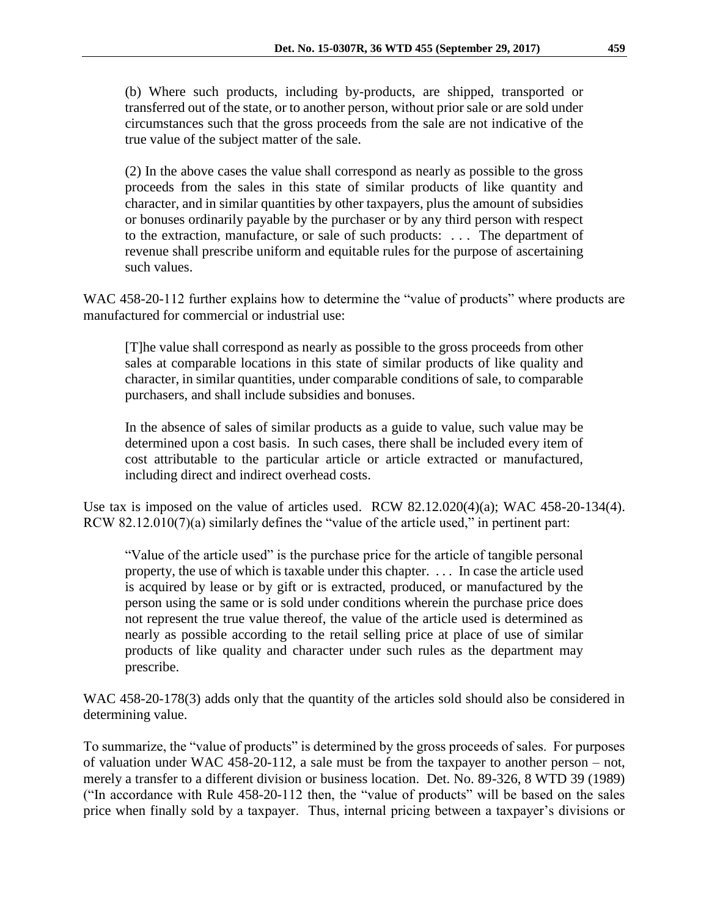> (b) Where such products, including by-products, are shipped, transported or transferred out of the state, or to another person, without prior sale or are sold under circumstances such that the gross proceeds from the sale are not indicative of the true value of the subject matter of the sale.
>
> (2) In the above cases the value shall correspond as nearly as possible to the gross proceeds from the sales in this state of similar products of like quantity and character, and in similar quantities by other taxpayers, plus the amount of subsidies or bonuses ordinarily payable by the purchaser or by any third person with respect to the extraction, manufacture, or sale of such products: . . . The department of revenue shall prescribe uniform and equitable rules for the purpose of ascertaining such values.

WAC 458-20-112 further explains how to determine the "value of products" where products are manufactured for commercial or industrial use:

> [T]he value shall correspond as nearly as possible to the gross proceeds from other sales at comparable locations in this state of similar products of like quality and character, in similar quantities, under comparable conditions of sale, to comparable purchasers, and shall include subsidies and bonuses.
>
> In the absence of sales of similar products as a guide to value, such value may be determined upon a cost basis. In such cases, there shall be included every item of cost attributable to the particular article or article extracted or manufactured, including direct and indirect overhead costs.

Use tax is imposed on the value of articles used. RCW 82.12.020(4)(a); WAC 458-20-134(4). RCW 82.12.010(7)(a) similarly defines the "value of the article used," in pertinent part:

> "Value of the article used" is the purchase price for the article of tangible personal property, the use of which is taxable under this chapter. . . . In case the article used is acquired by lease or by gift or is extracted, produced, or manufactured by the person using the same or is sold under conditions wherein the purchase price does not represent the true value thereof, the value of the article used is determined as nearly as possible according to the retail selling price at place of use of similar products of like quality and character under such rules as the department may prescribe.

WAC 458-20-178(3) adds only that the quantity of the articles sold should also be considered in determining value.

To summarize, the "value of products" is determined by the gross proceeds of sales. For purposes of valuation under WAC 458-20-112, a sale must be from the taxpayer to another person – not, merely a transfer to a different division or business location. Det. No. 89-326, 8 WTD 39 (1989) ("In accordance with Rule 458-20-112 then, the "value of products" will be based on the sales price when finally sold by a taxpayer. Thus, internal pricing between a taxpayer's divisions or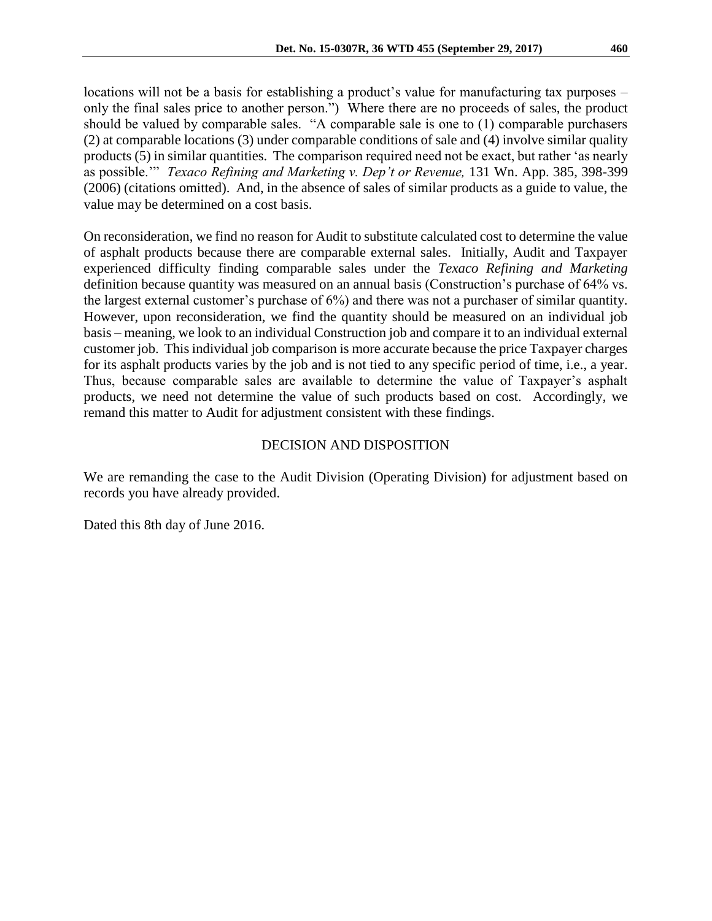locations will not be a basis for establishing a product's value for manufacturing tax purposes – only the final sales price to another person.") Where there are no proceeds of sales, the product should be valued by comparable sales. "A comparable sale is one to (1) comparable purchasers (2) at comparable locations (3) under comparable conditions of sale and (4) involve similar quality products (5) in similar quantities. The comparison required need not be exact, but rather 'as nearly as possible.'" *Texaco Refining and Marketing v. Dep't or Revenue,* 131 Wn. App. 385, 398-399 (2006) (citations omitted). And, in the absence of sales of similar products as a guide to value, the value may be determined on a cost basis.

On reconsideration, we find no reason for Audit to substitute calculated cost to determine the value of asphalt products because there are comparable external sales. Initially, Audit and Taxpayer experienced difficulty finding comparable sales under the *Texaco Refining and Marketing* definition because quantity was measured on an annual basis (Construction's purchase of 64% vs. the largest external customer's purchase of 6%) and there was not a purchaser of similar quantity. However, upon reconsideration, we find the quantity should be measured on an individual job basis – meaning, we look to an individual Construction job and compare it to an individual external customer job. This individual job comparison is more accurate because the price Taxpayer charges for its asphalt products varies by the job and is not tied to any specific period of time, i.e., a year. Thus, because comparable sales are available to determine the value of Taxpayer's asphalt products, we need not determine the value of such products based on cost. Accordingly, we remand this matter to Audit for adjustment consistent with these findings.

## DECISION AND DISPOSITION

We are remanding the case to the Audit Division (Operating Division) for adjustment based on records you have already provided.

Dated this 8th day of June 2016.